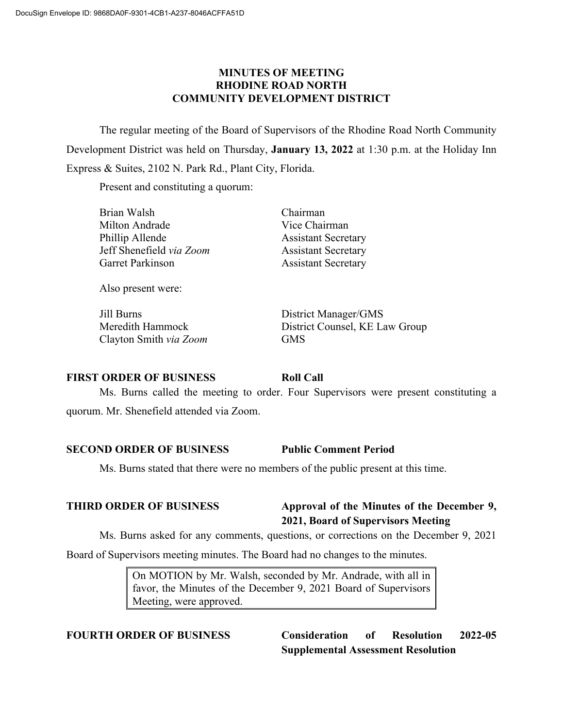# MINUTES OF MEETING
# RHODINE ROAD NORTH
# COMMUNITY DEVELOPMENT DISTRICT

The regular meeting of the Board of Supervisors of the Rhodine Road North Community Development District was held on Thursday, **January 13, 2022** at 1:30 p.m. at the Holiday Inn Express & Suites, 2102 N. Park Rd., Plant City, Florida.

Present and constituting a quorum:

| | |
|---|---|
| Brian Walsh | Chairman |
| Milton Andrade | Vice Chairman |
| Phillip Allende | Assistant Secretary |
| Jeff Shenefield *via Zoom* | Assistant Secretary |
| Garret Parkinson | Assistant Secretary |

Also present were:

| | |
|---|---|
| Jill Burns | District Manager/GMS |
| Meredith Hammock | District Counsel, KE Law Group |
| Clayton Smith *via Zoom* | GMS |

**FIRST ORDER OF BUSINESS** **Roll Call**

Ms. Burns called the meeting to order. Four Supervisors were present constituting a quorum. Mr. Shenefield attended via Zoom.

**SECOND ORDER OF BUSINESS** **Public Comment Period**

Ms. Burns stated that there were no members of the public present at this time.

**THIRD ORDER OF BUSINESS** **Approval of the Minutes of the December 9, 2021, Board of Supervisors Meeting**

Ms. Burns asked for any comments, questions, or corrections on the December 9, 2021 Board of Supervisors meeting minutes. The Board had no changes to the minutes.

> On MOTION by Mr. Walsh, seconded by Mr. Andrade, with all in favor, the Minutes of the December 9, 2021 Board of Supervisors Meeting, were approved.

**FOURTH ORDER OF BUSINESS** **Consideration of Resolution 2022-05 Supplemental Assessment Resolution**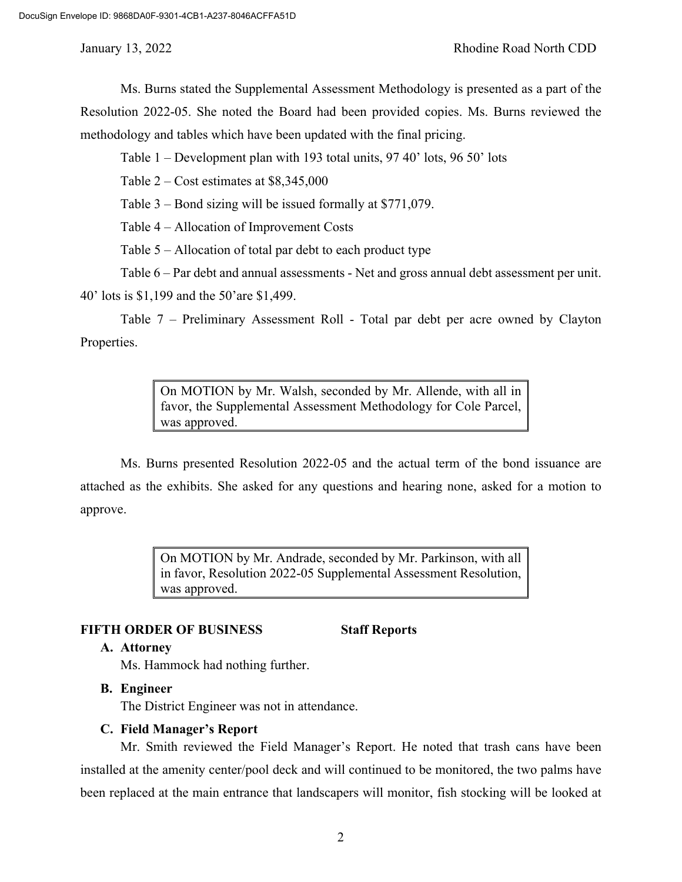Ms. Burns stated the Supplemental Assessment Methodology is presented as a part of the Resolution 2022-05. She noted the Board had been provided copies. Ms. Burns reviewed the methodology and tables which have been updated with the final pricing.

Table 1 – Development plan with 193 total units, 97 40' lots, 96 50' lots

Table 2 – Cost estimates at $8,345,000

Table 3 – Bond sizing will be issued formally at $771,079.

Table 4 – Allocation of Improvement Costs

Table 5 – Allocation of total par debt to each product type

Table 6 – Par debt and annual assessments - Net and gross annual debt assessment per unit. 40' lots is $1,199 and the 50'are $1,499.

Table 7 – Preliminary Assessment Roll - Total par debt per acre owned by Clayton Properties.

> On MOTION by Mr. Walsh, seconded by Mr. Allende, with all in favor, the Supplemental Assessment Methodology for Cole Parcel, was approved.

Ms. Burns presented Resolution 2022-05 and the actual term of the bond issuance are attached as the exhibits. She asked for any questions and hearing none, asked for a motion to approve.

> On MOTION by Mr. Andrade, seconded by Mr. Parkinson, with all in favor, Resolution 2022-05 Supplemental Assessment Resolution, was approved.

**FIFTH ORDER OF BUSINESS Staff Reports**

**A. Attorney**

Ms. Hammock had nothing further.

**B. Engineer**

The District Engineer was not in attendance.

**C. Field Manager's Report**

Mr. Smith reviewed the Field Manager's Report. He noted that trash cans have been installed at the amenity center/pool deck and will continued to be monitored, the two palms have been replaced at the main entrance that landscapers will monitor, fish stocking will be looked at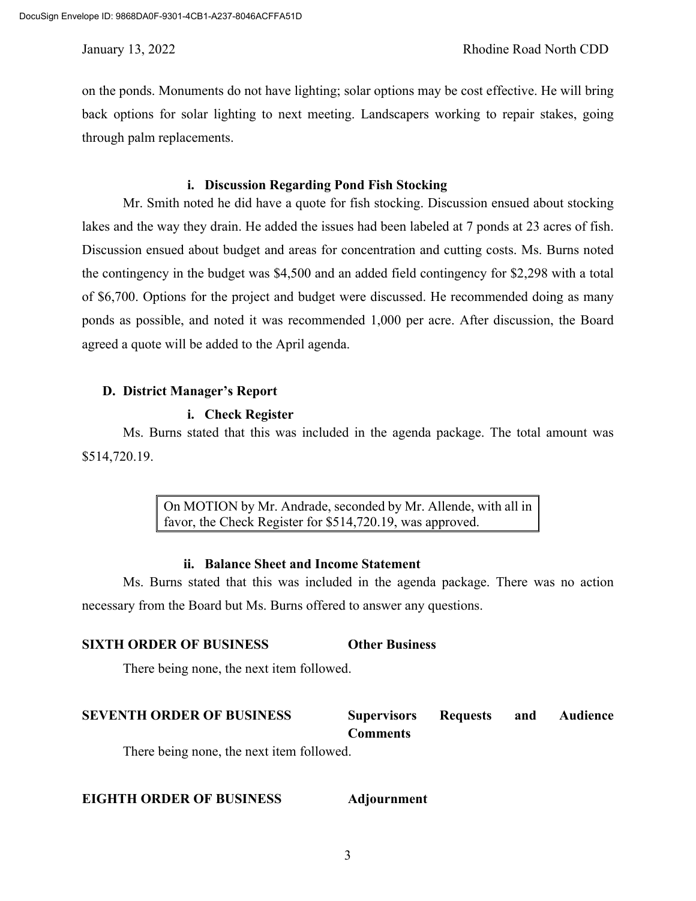on the ponds. Monuments do not have lighting; solar options may be cost effective. He will bring back options for solar lighting to next meeting. Landscapers working to repair stakes, going through palm replacements.

**i. Discussion Regarding Pond Fish Stocking**

Mr. Smith noted he did have a quote for fish stocking. Discussion ensued about stocking lakes and the way they drain. He added the issues had been labeled at 7 ponds at 23 acres of fish. Discussion ensued about budget and areas for concentration and cutting costs. Ms. Burns noted the contingency in the budget was $4,500 and an added field contingency for $2,298 with a total of $6,700. Options for the project and budget were discussed. He recommended doing as many ponds as possible, and noted it was recommended 1,000 per acre. After discussion, the Board agreed a quote will be added to the April agenda.

**D. District Manager's Report**

**i. Check Register**

Ms. Burns stated that this was included in the agenda package. The total amount was $514,720.19.

> On MOTION by Mr. Andrade, seconded by Mr. Allende, with all in favor, the Check Register for $514,720.19, was approved.

**ii. Balance Sheet and Income Statement**

Ms. Burns stated that this was included in the agenda package. There was no action necessary from the Board but Ms. Burns offered to answer any questions.

**SIXTH ORDER OF BUSINESS** **Other Business**

There being none, the next item followed.

**SEVENTH ORDER OF BUSINESS** **Supervisors Requests and Audience Comments**

There being none, the next item followed.

**EIGHTH ORDER OF BUSINESS** **Adjournment**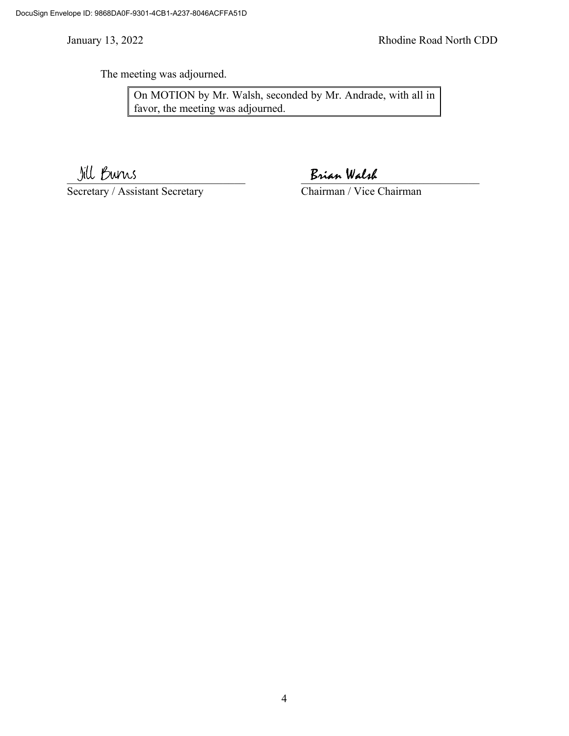The meeting was adjourned.

| |
|---|
| On MOTION by Mr. Walsh, seconded by Mr. Andrade, with all in favor, the meeting was adjourned. |

Jill Burns
Secretary / Assistant Secretary

Brian Walsh
Chairman / Vice Chairman